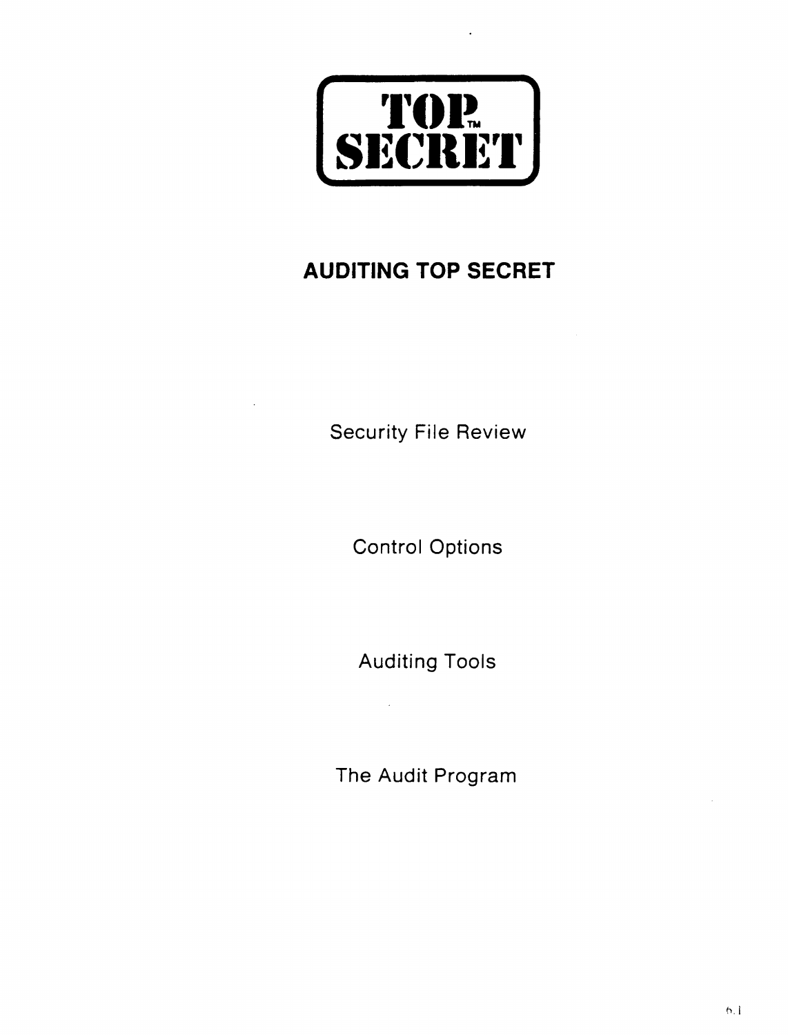**TOP™ SECRET**

# AUDITING TOP SECRET

Security File Review

Control Options

Auditing Tools

The Audit Program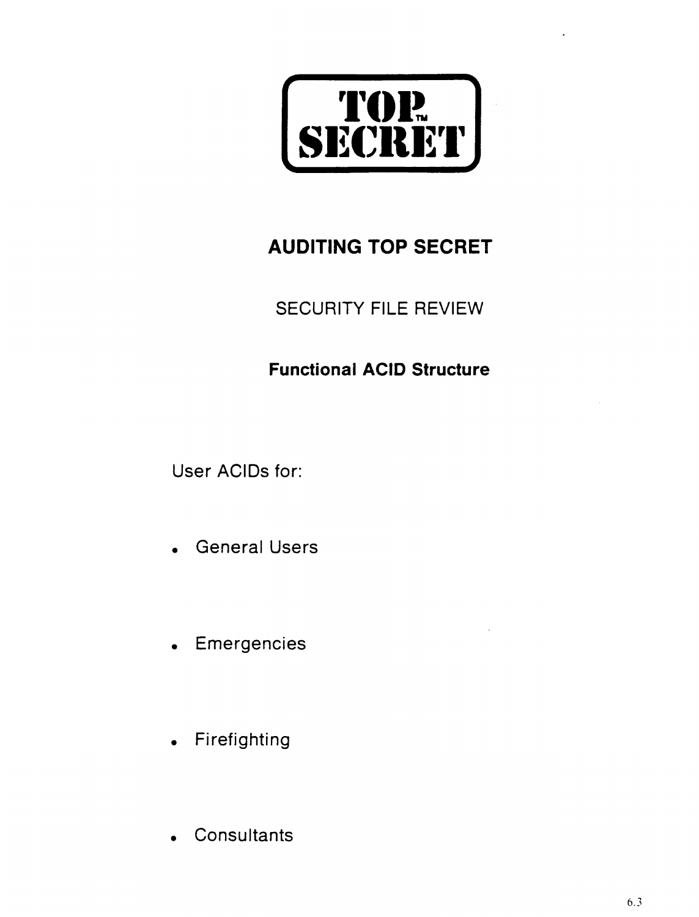# TOP SECRET™

## AUDITING TOP SECRET

SECURITY FILE REVIEW

**Functional ACID Structure**

User ACIDs for:

- General Users
- Emergencies
- Firefighting
- Consultants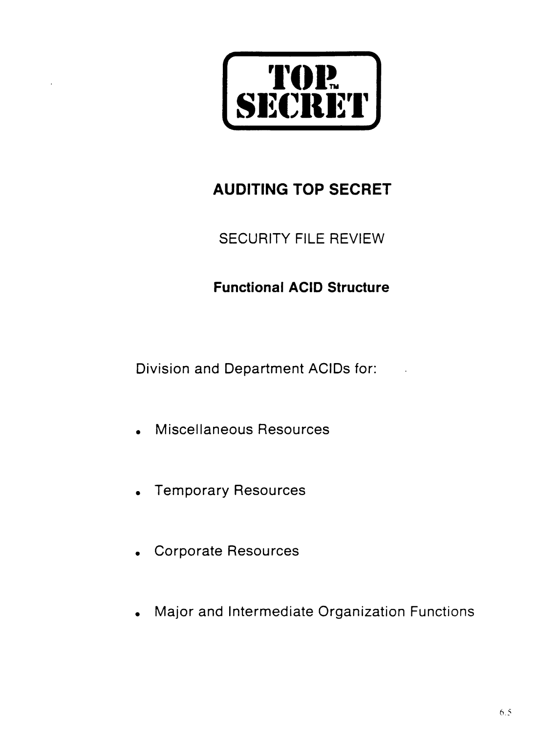# TOP SECRET™

## AUDITING TOP SECRET

SECURITY FILE REVIEW

**Functional ACID Structure**

Division and Department ACIDs for:

- Miscellaneous Resources
- Temporary Resources
- Corporate Resources
- Major and Intermediate Organization Functions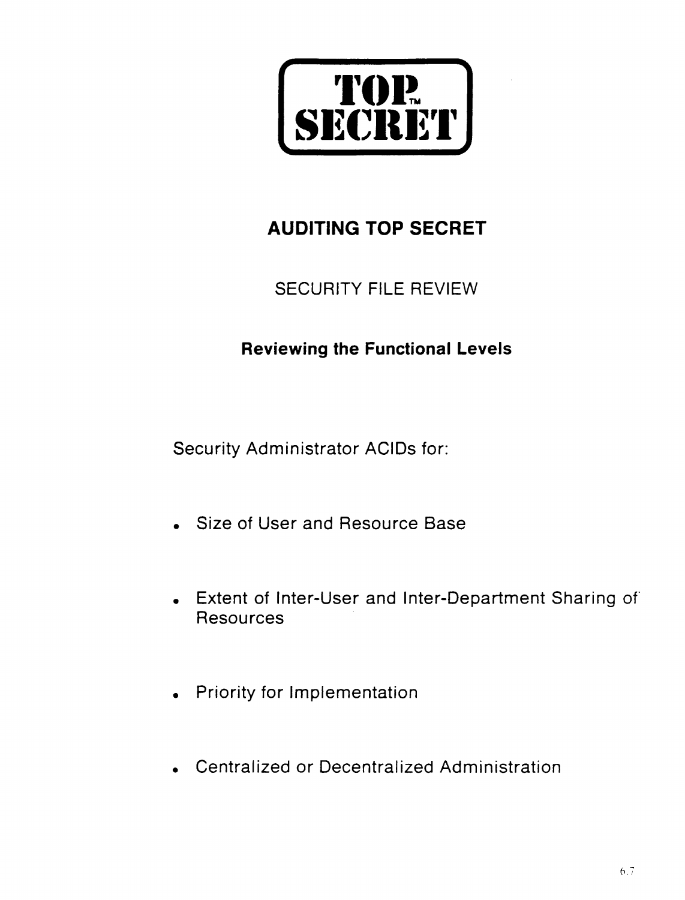**TOP™ SECRET**

# AUDITING TOP SECRET

## SECURITY FILE REVIEW

### Reviewing the Functional Levels

Security Administrator ACIDs for:

- Size of User and Resource Base
- Extent of Inter-User and Inter-Department Sharing of Resources
- Priority for Implementation
- Centralized or Decentralized Administration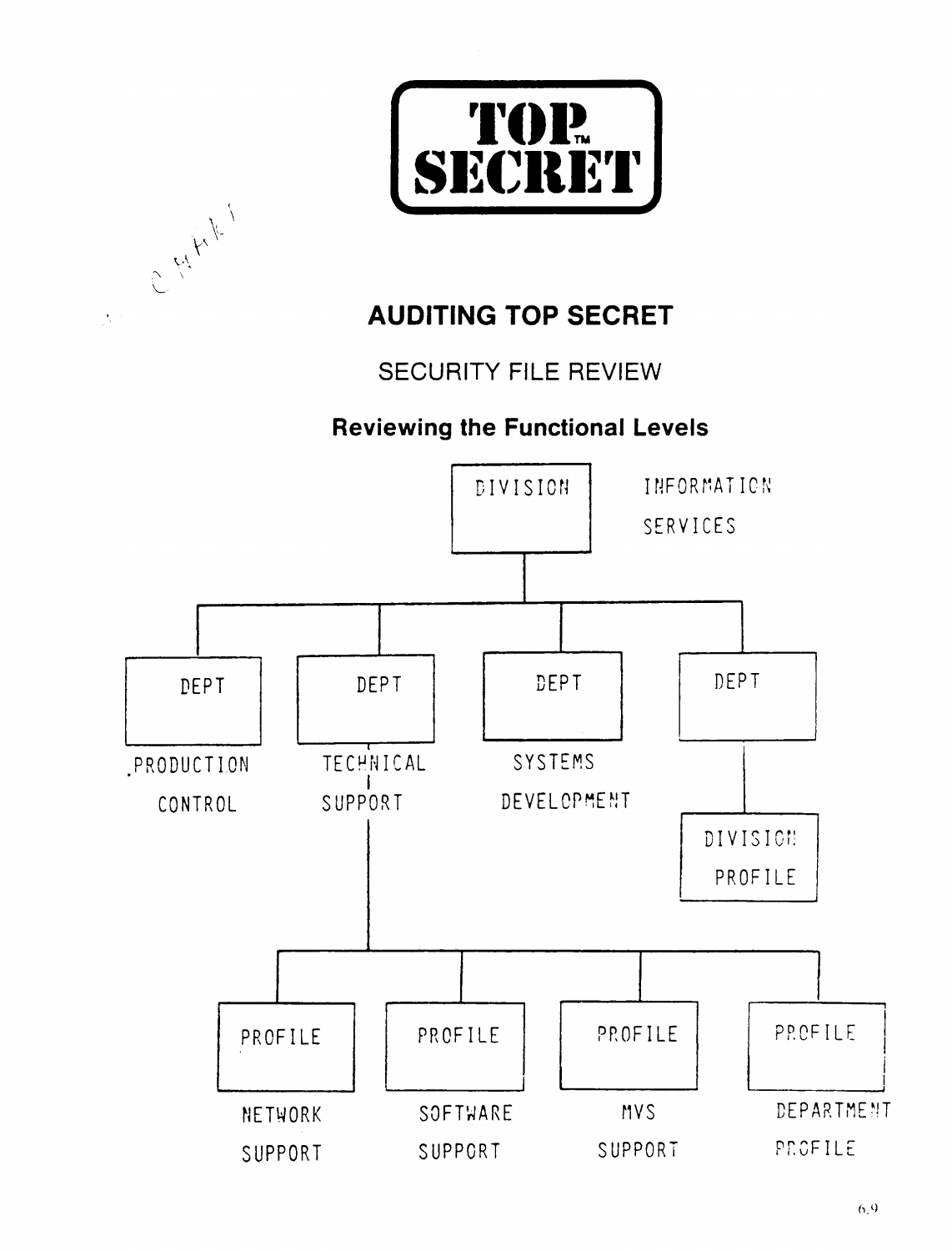TOP™ SECRET

## AUDITING TOP SECRET

SECURITY FILE REVIEW

### Reviewing the Functional Levels

DIVISION — INFORMATION SERVICES

- DEPT — PRODUCTION CONTROL
- DEPT — TECHNICAL SUPPORT
  - PROFILE — NETWORK SUPPORT
  - PROFILE — SOFTWARE SUPPORT
  - PROFILE — MVS SUPPORT
  - PROFILE — DEPARTMENT PROFILE
- DEPT — SYSTEMS DEVELOPMENT
- DEPT
  - DIVISION PROFILE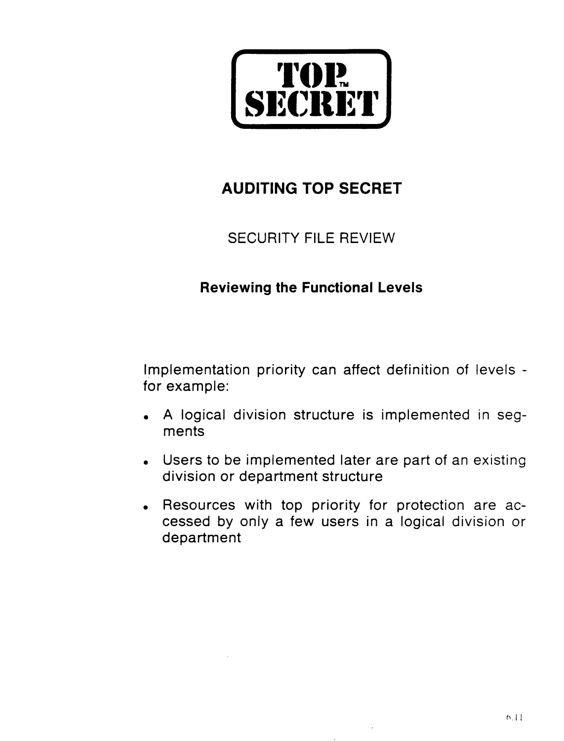# TOP SECRET

## AUDITING TOP SECRET

### SECURITY FILE REVIEW

**Reviewing the Functional Levels**

Implementation priority can affect definition of levels - for example:

- A logical division structure is implemented in segments
- Users to be implemented later are part of an existing division or department structure
- Resources with top priority for protection are accessed by only a few users in a logical division or department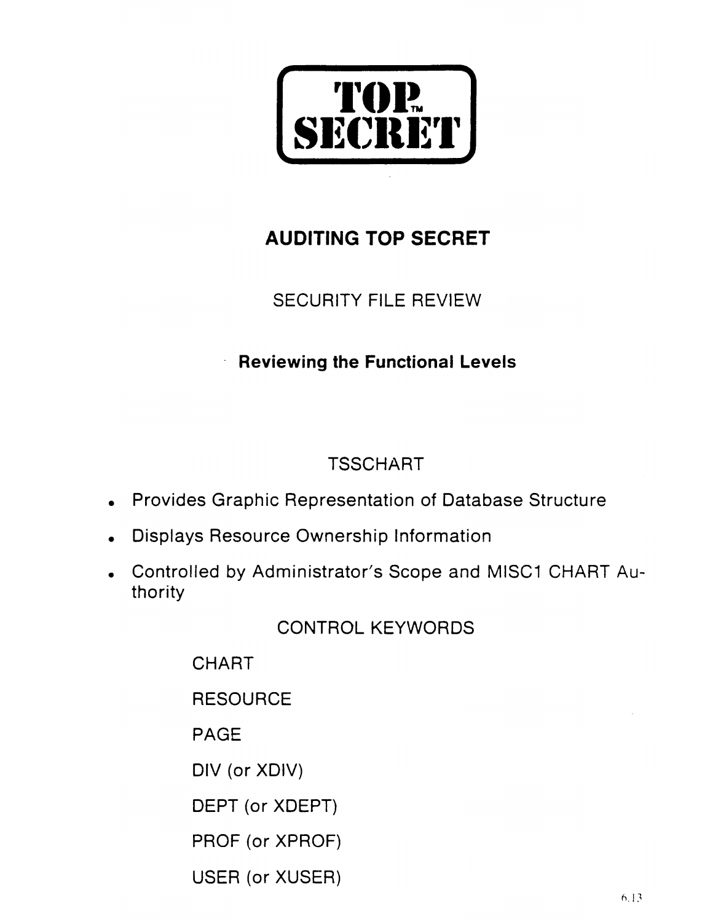TOP™ SECRET

# AUDITING TOP SECRET

## SECURITY FILE REVIEW

### Reviewing the Functional Levels

TSSCHART

- Provides Graphic Representation of Database Structure
- Displays Resource Ownership Information
- Controlled by Administrator's Scope and MISC1 CHART Authority

CONTROL KEYWORDS

CHART

RESOURCE

PAGE

DIV (or XDIV)

DEPT (or XDEPT)

PROF (or XPROF)

USER (or XUSER)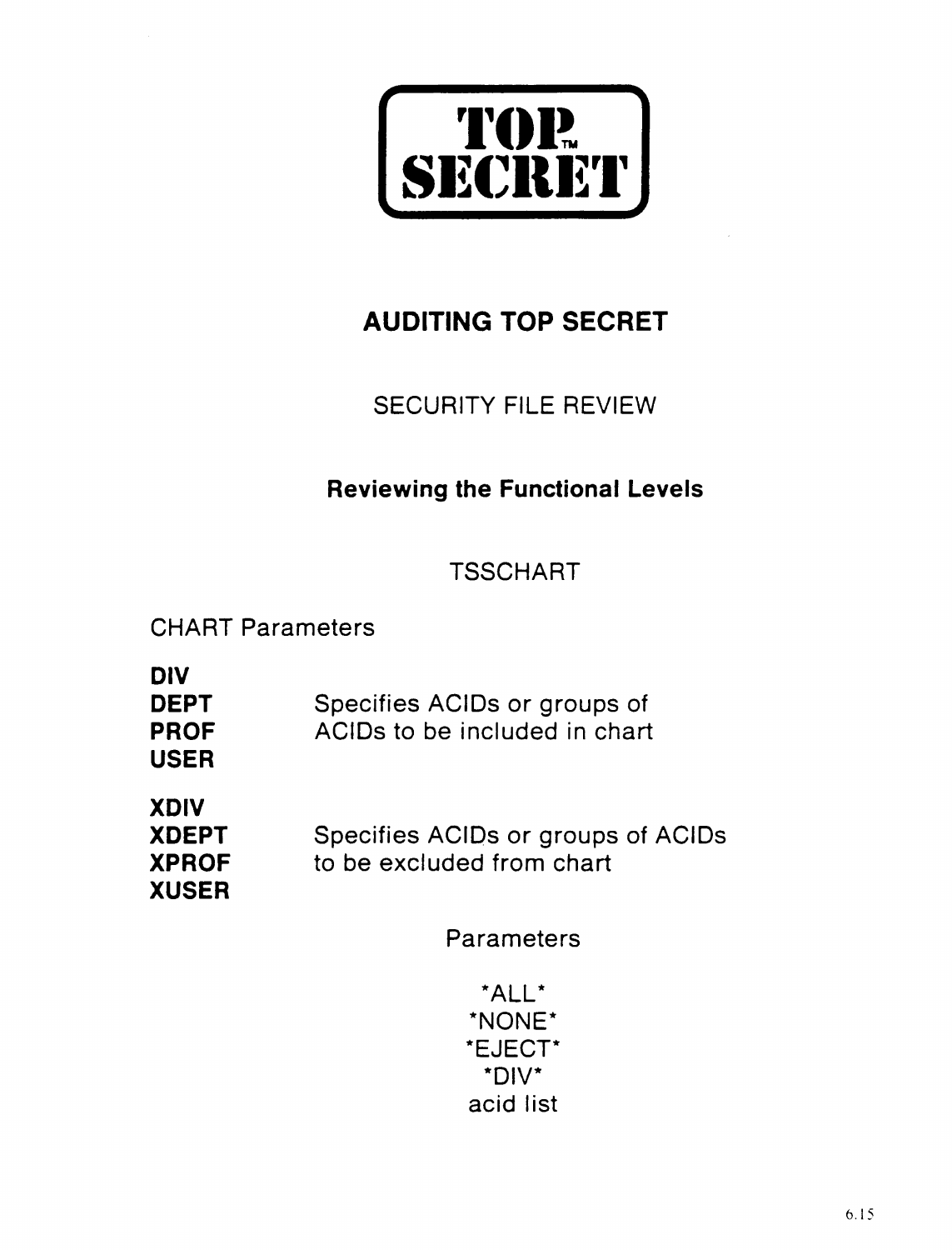TOP™ SECRET

# AUDITING TOP SECRET

## SECURITY FILE REVIEW

### Reviewing the Functional Levels

TSSCHART

CHART Parameters

| | |
|---|---|
| **DIV** **DEPT** **PROF** **USER** | Specifies ACIDs or groups of ACIDs to be included in chart |
| **XDIV** **XDEPT** **XPROF** **XUSER** | Specifies ACIDs or groups of ACIDs to be excluded from chart |

Parameters

*ALL*
*NONE*
*EJECT*
*DIV*
acid list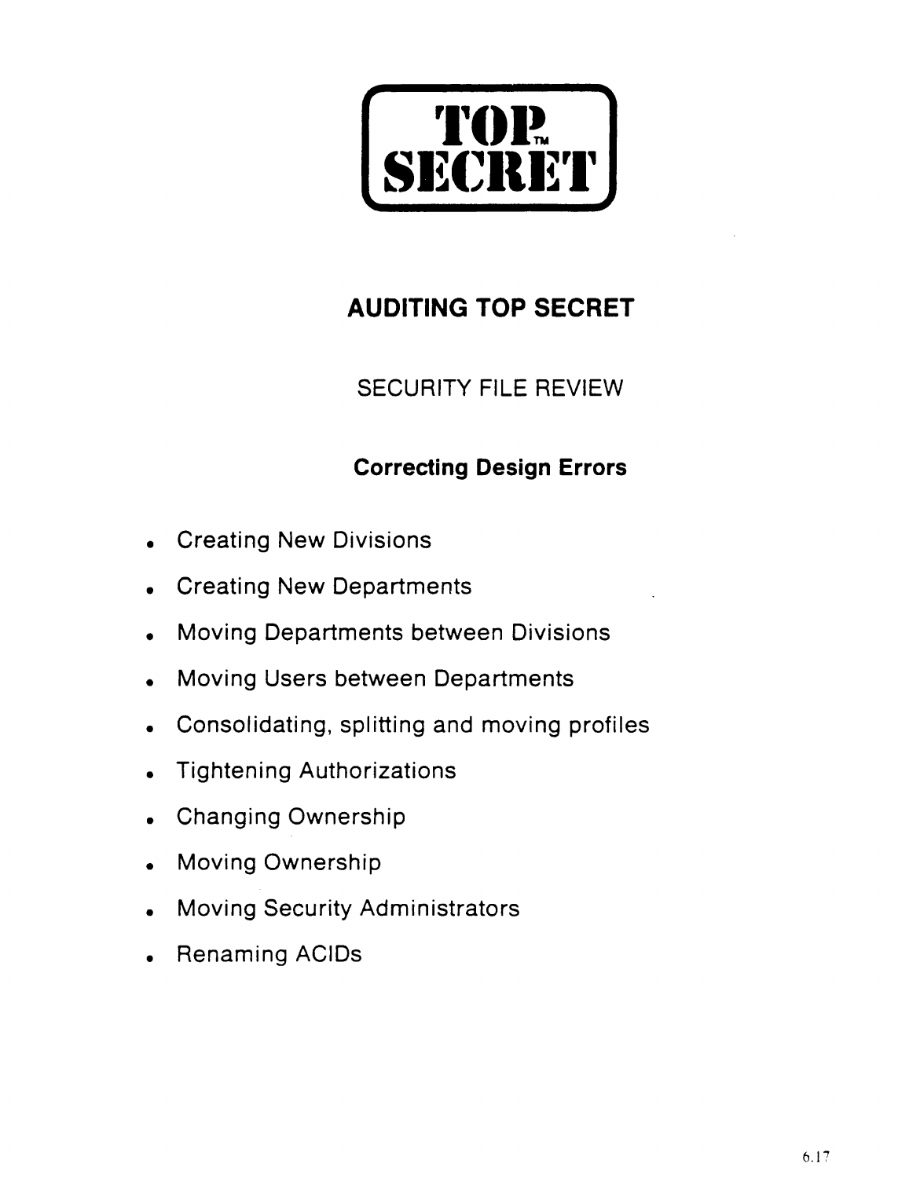TOP SECRET™

# AUDITING TOP SECRET

## SECURITY FILE REVIEW

### Correcting Design Errors

- Creating New Divisions
- Creating New Departments
- Moving Departments between Divisions
- Moving Users between Departments
- Consolidating, splitting and moving profiles
- Tightening Authorizations
- Changing Ownership
- Moving Ownership
- Moving Security Administrators
- Renaming ACIDs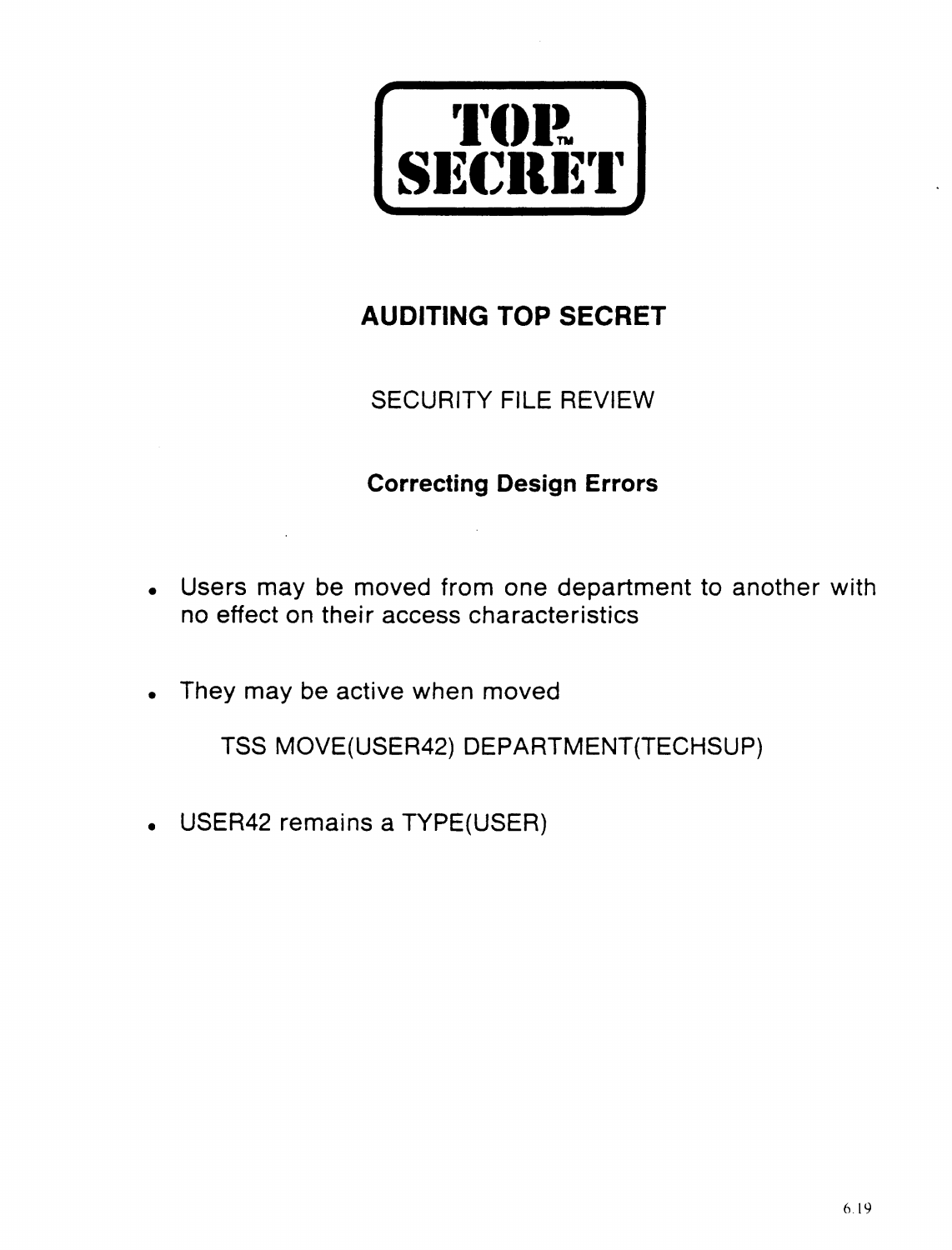**TOP SECRET**™

# AUDITING TOP SECRET

## SECURITY FILE REVIEW

### Correcting Design Errors

- Users may be moved from one department to another with no effect on their access characteristics
- They may be active when moved

  TSS MOVE(USER42) DEPARTMENT(TECHSUP)

- USER42 remains a TYPE(USER)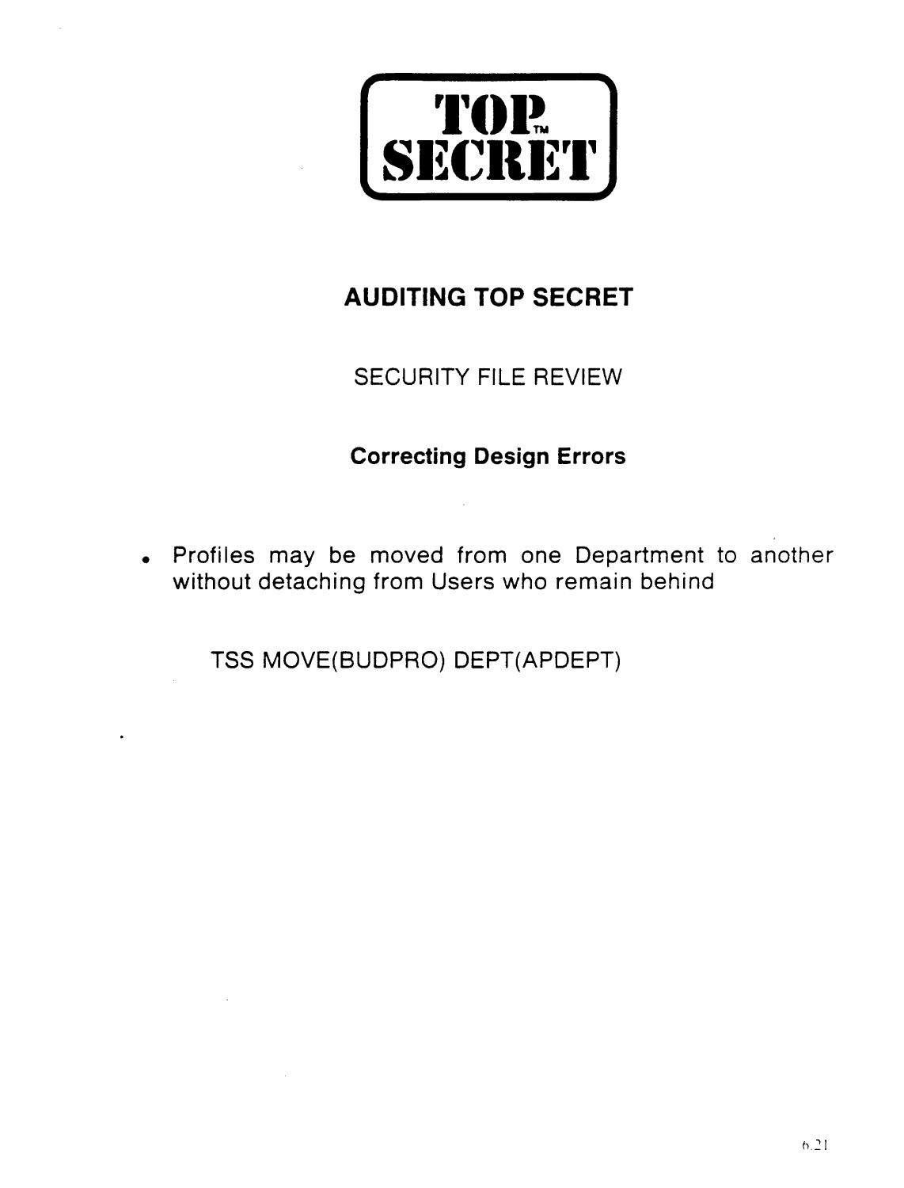# TOP SECRET

## AUDITING TOP SECRET

SECURITY FILE REVIEW

**Correcting Design Errors**

- Profiles may be moved from one Department to another without detaching from Users who remain behind

```
TSS MOVE(BUDPRO) DEPT(APDEPT)
```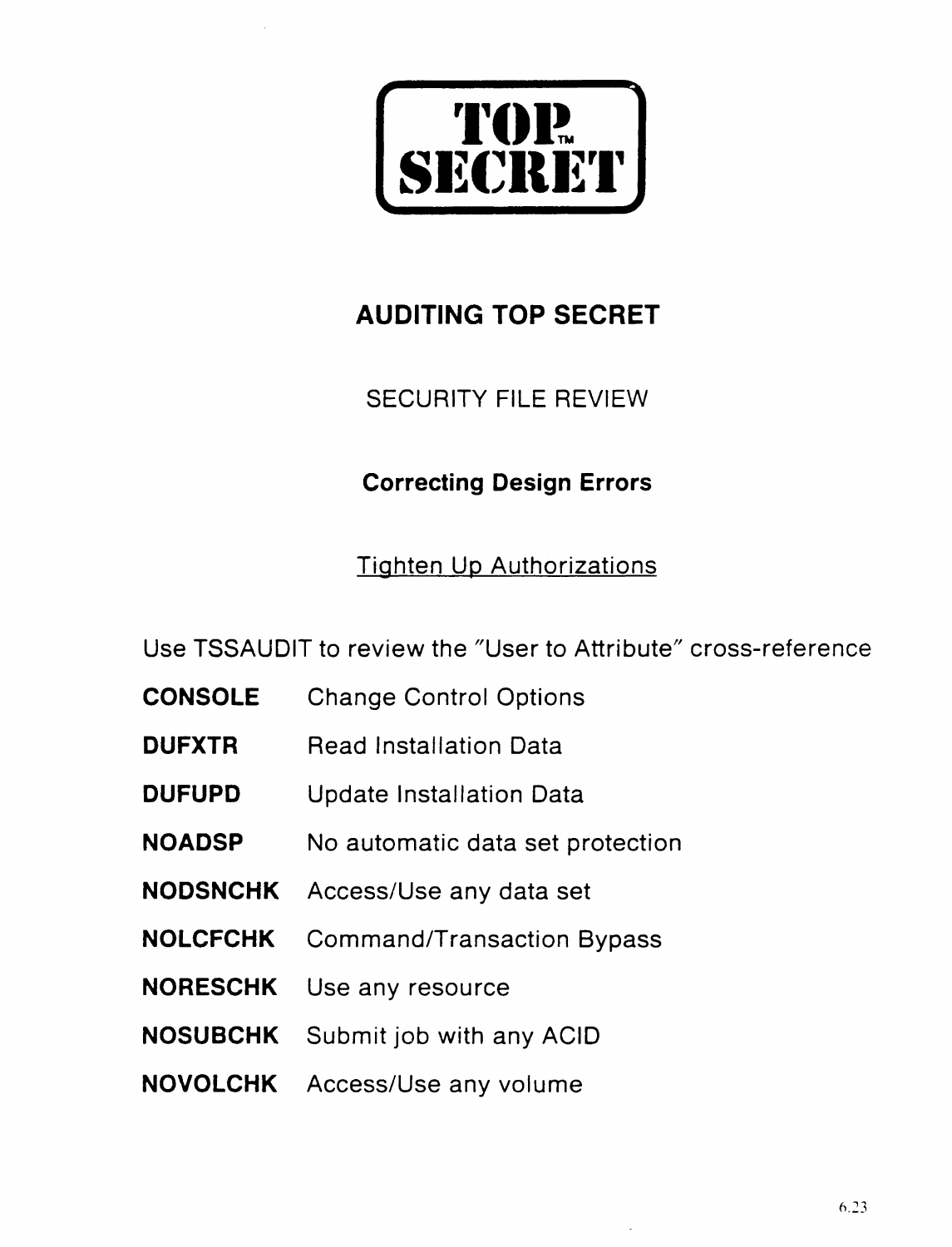TOP™
SECRET

# AUDITING TOP SECRET

## SECURITY FILE REVIEW

### Correcting Design Errors

<u>Tighten Up Authorizations</u>

Use TSSAUDIT to review the "User to Attribute" cross-reference

| | |
|---|---|
| **CONSOLE** | Change Control Options |
| **DUFXTR** | Read Installation Data |
| **DUFUPD** | Update Installation Data |
| **NOADSP** | No automatic data set protection |
| **NODSNCHK** | Access/Use any data set |
| **NOLCFCHK** | Command/Transaction Bypass |
| **NORESCHK** | Use any resource |
| **NOSUBCHK** | Submit job with any ACID |
| **NOVOLCHK** | Access/Use any volume |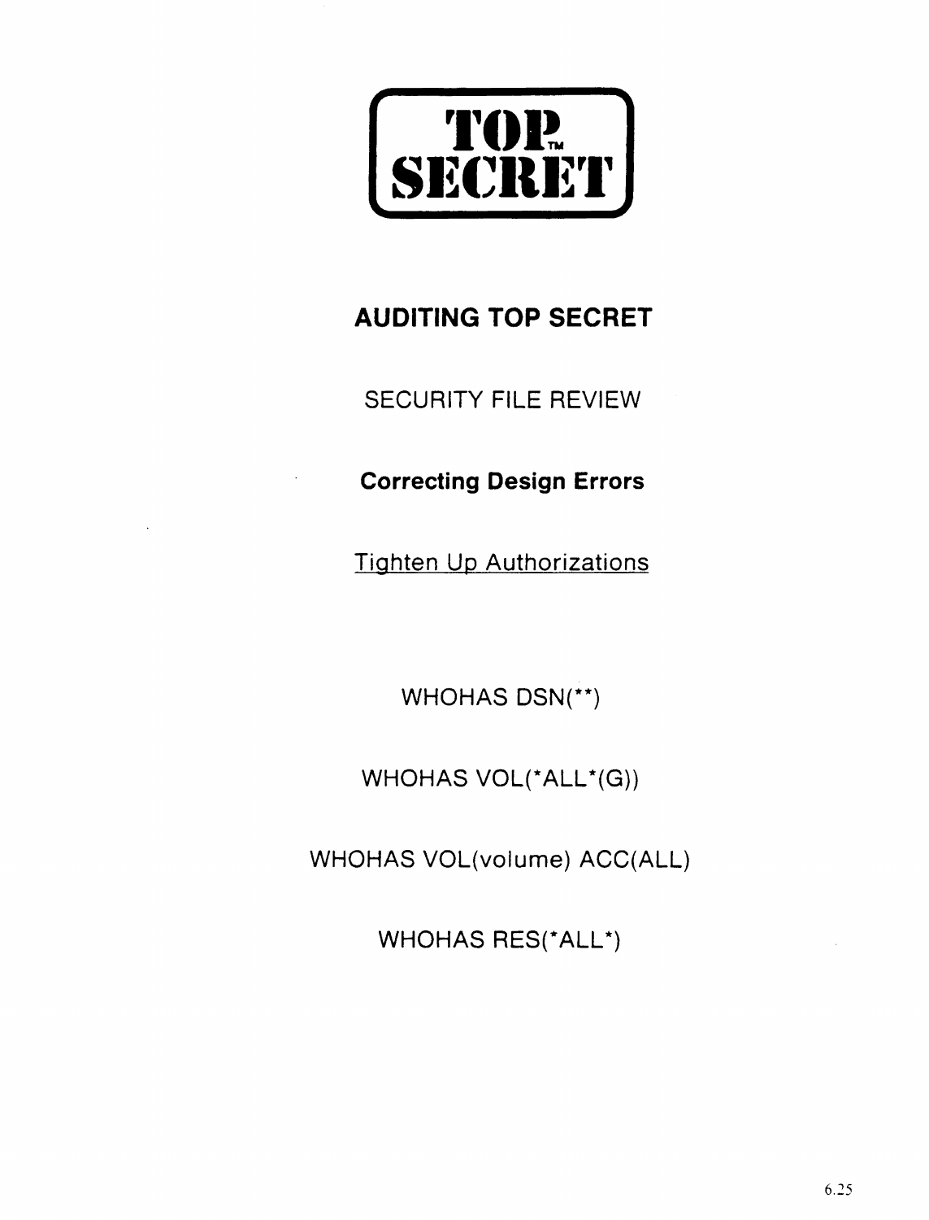**TOP™ SECRET**

# AUDITING TOP SECRET

## SECURITY FILE REVIEW

### Correcting Design Errors

Tighten Up Authorizations

WHOHAS DSN(**)

WHOHAS VOL(*ALL*(G))

WHOHAS VOL(volume) ACC(ALL)

WHOHAS RES(*ALL*)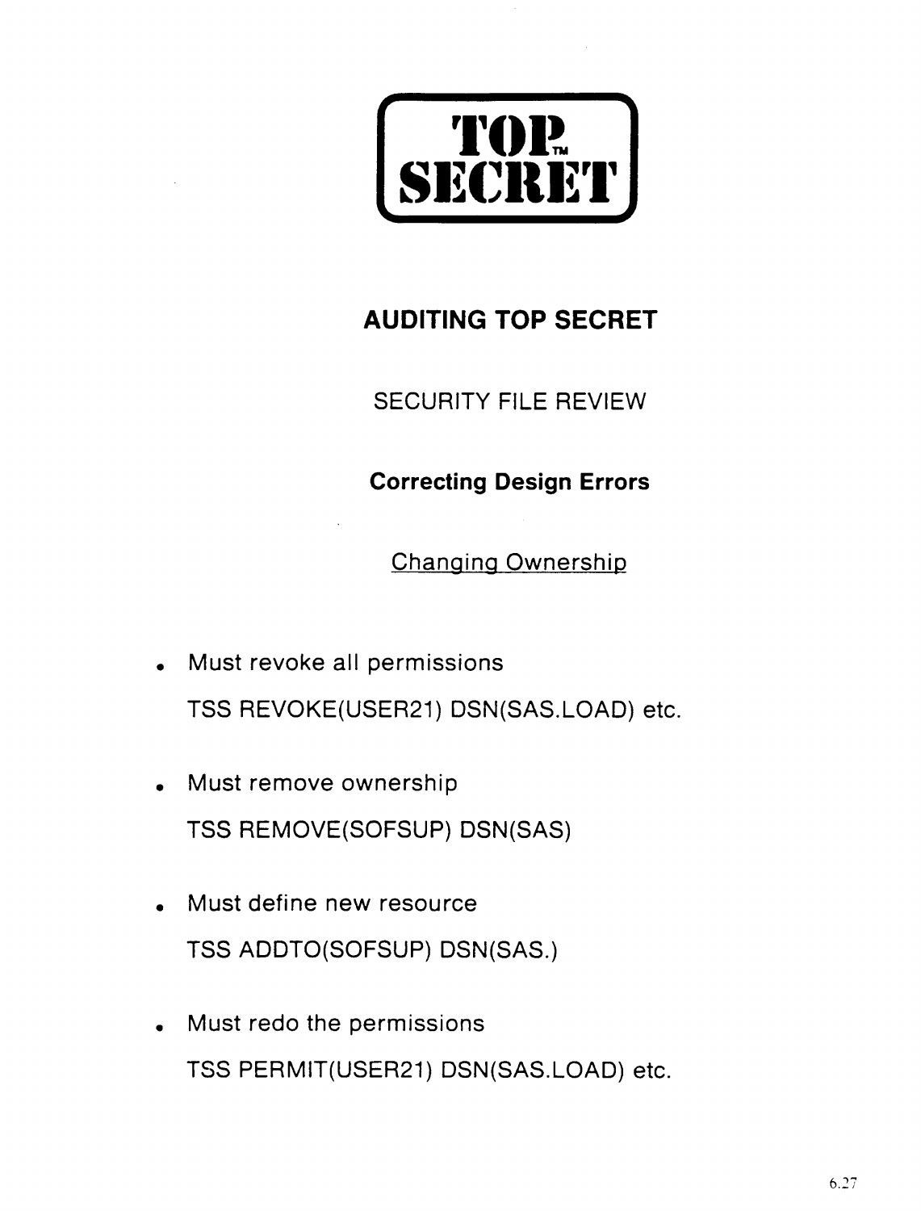**TOP SECRET™**

# AUDITING TOP SECRET

## SECURITY FILE REVIEW

### Correcting Design Errors

Changing Ownership

- Must revoke all permissions

  TSS REVOKE(USER21) DSN(SAS.LOAD) etc.

- Must remove ownership

  TSS REMOVE(SOFSUP) DSN(SAS)

- Must define new resource

  TSS ADDTO(SOFSUP) DSN(SAS.)

- Must redo the permissions

  TSS PERMIT(USER21) DSN(SAS.LOAD) etc.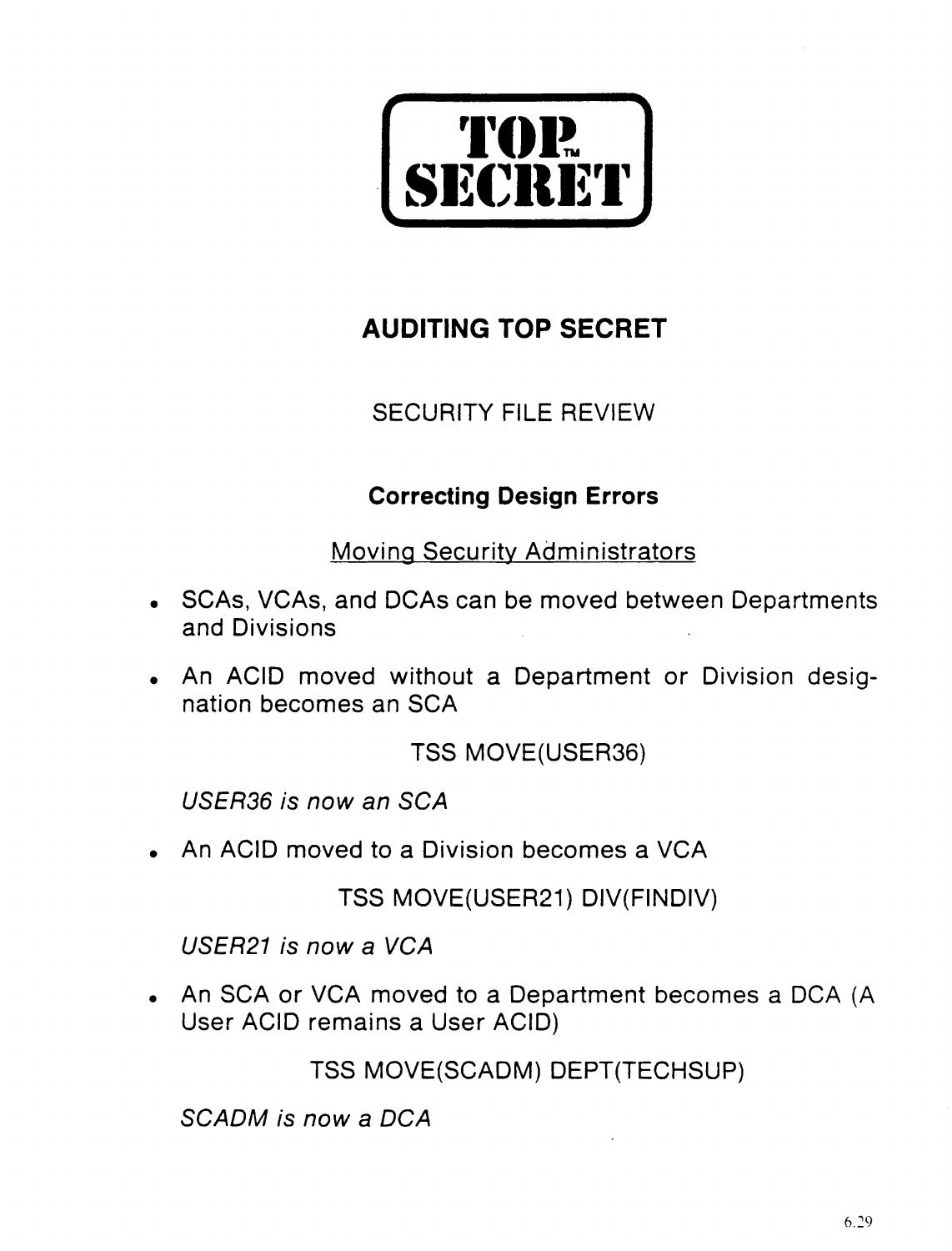# TOP SECRET

## AUDITING TOP SECRET

### SECURITY FILE REVIEW

### Correcting Design Errors

Moving Security Administrators

- SCAs, VCAs, and DCAs can be moved between Departments and Divisions
- An ACID moved without a Department or Division designation becomes an SCA

  TSS MOVE(USER36)

  *USER36 is now an SCA*

- An ACID moved to a Division becomes a VCA

  TSS MOVE(USER21) DIV(FINDIV)

  *USER21 is now a VCA*

- An SCA or VCA moved to a Department becomes a DCA (A User ACID remains a User ACID)

  TSS MOVE(SCADM) DEPT(TECHSUP)

  *SCADM is now a DCA*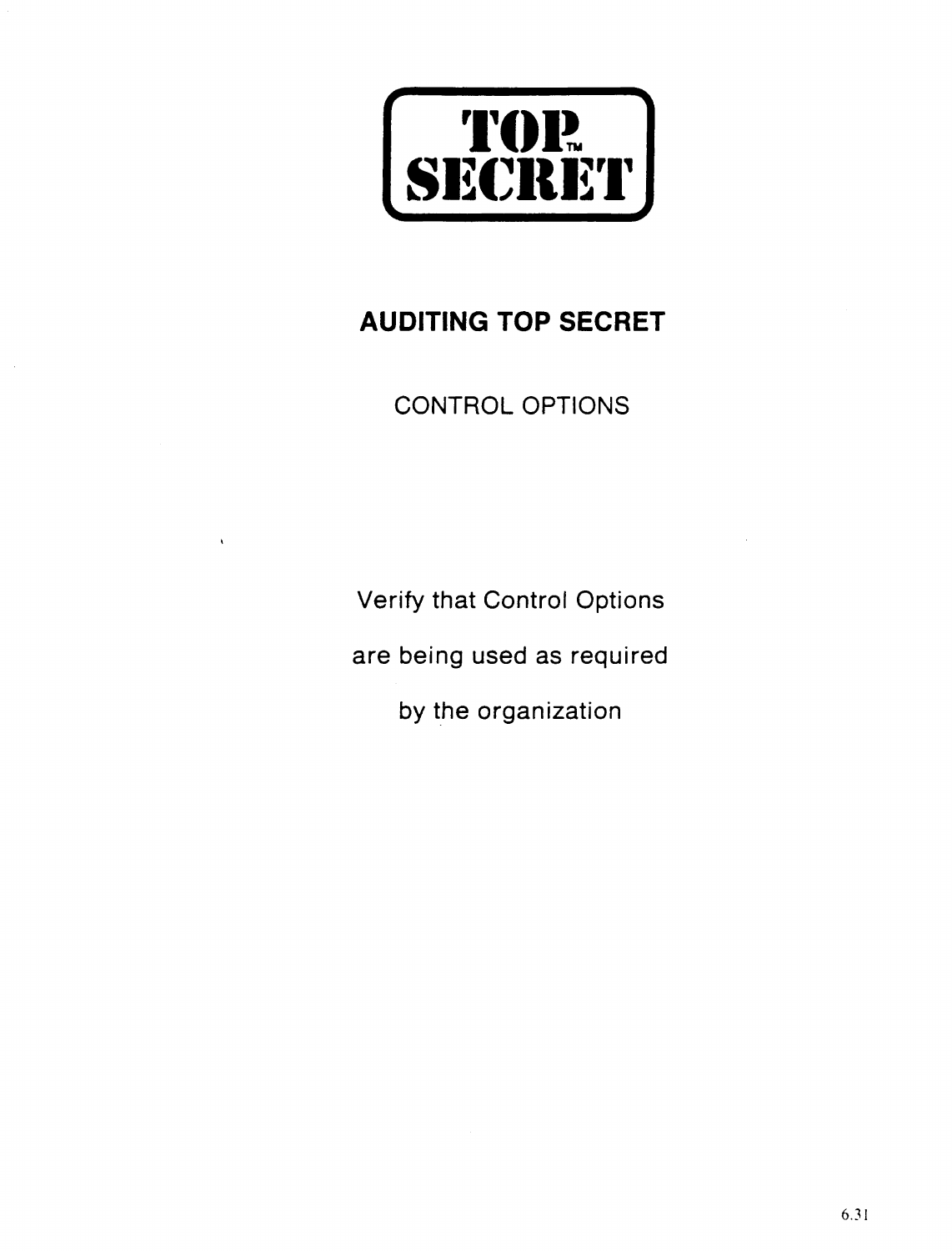**TOP™ SECRET**

# AUDITING TOP SECRET

## CONTROL OPTIONS

Verify that Control Options

are being used as required

by the organization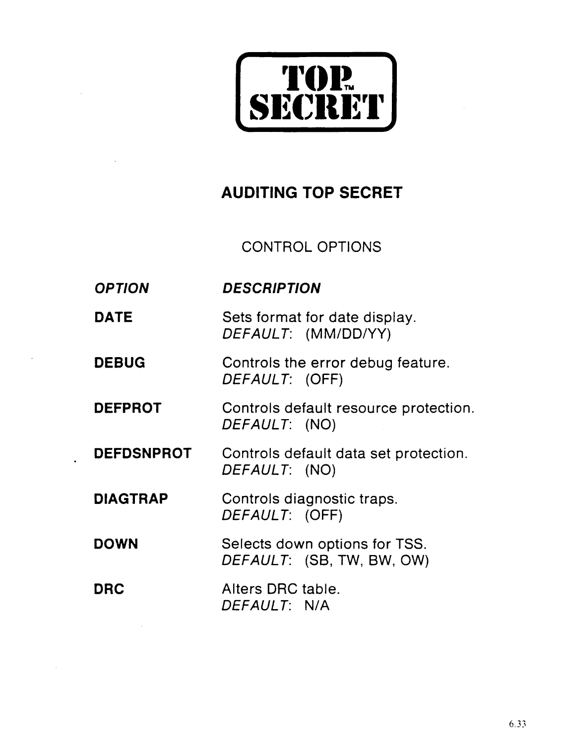**TOP SECRET™**

# AUDITING TOP SECRET

## CONTROL OPTIONS

| *OPTION* | *DESCRIPTION* |
|---|---|
| **DATE** | Sets format for date display. *DEFAULT*: (MM/DD/YY) |
| **DEBUG** | Controls the error debug feature. *DEFAULT*: (OFF) |
| **DEFPROT** | Controls default resource protection. *DEFAULT*: (NO) |
| **DEFDSNPROT** | Controls default data set protection. *DEFAULT*: (NO) |
| **DIAGTRAP** | Controls diagnostic traps. *DEFAULT*: (OFF) |
| **DOWN** | Selects down options for TSS. *DEFAULT*: (SB, TW, BW, OW) |
| **DRC** | Alters DRC table. *DEFAULT*: N/A |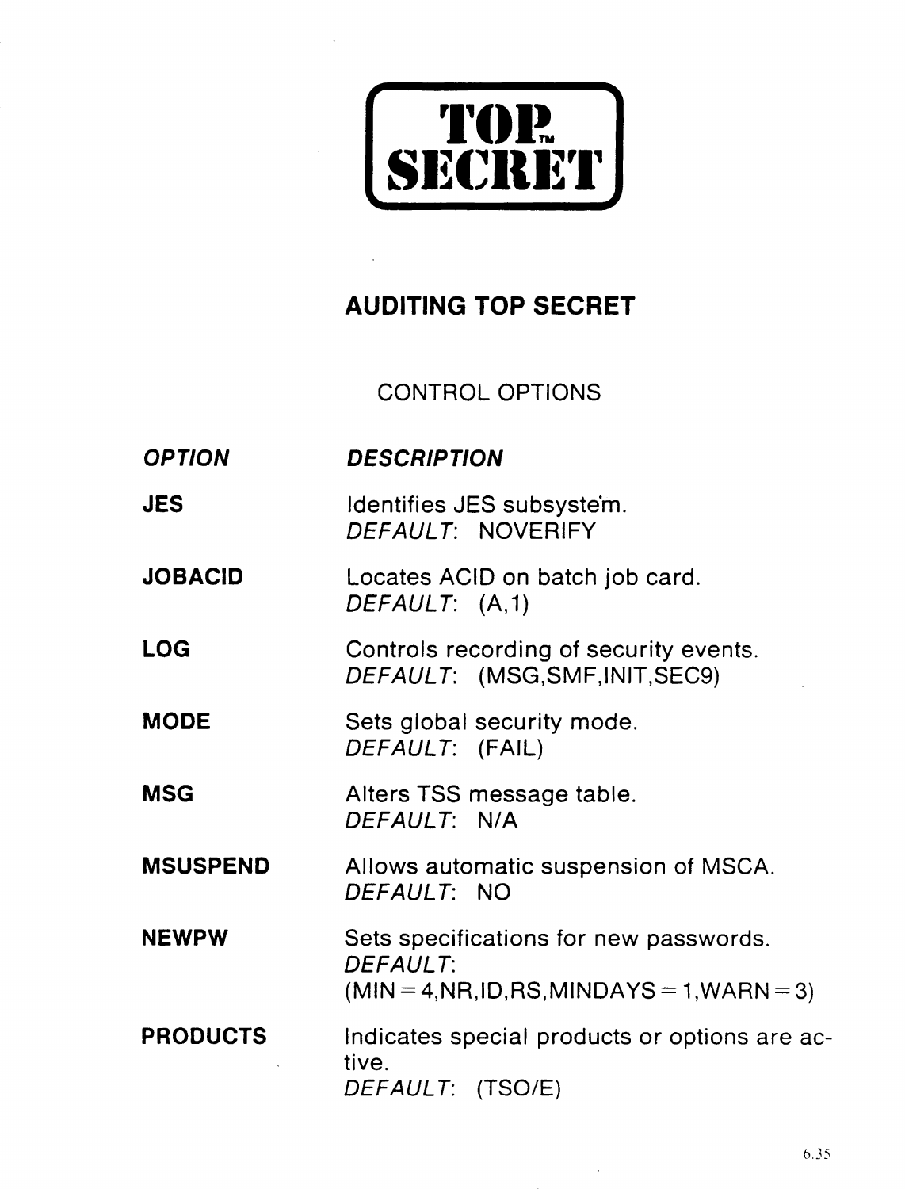**TOP™ SECRET**

## AUDITING TOP SECRET

### CONTROL OPTIONS

| *OPTION* | *DESCRIPTION* |
|---|---|
| **JES** | Identifies JES subsystem. *DEFAULT*: NOVERIFY |
| **JOBACID** | Locates ACID on batch job card. *DEFAULT*: (A,1) |
| **LOG** | Controls recording of security events. *DEFAULT*: (MSG,SMF,INIT,SEC9) |
| **MODE** | Sets global security mode. *DEFAULT*: (FAIL) |
| **MSG** | Alters TSS message table. *DEFAULT*: N/A |
| **MSUSPEND** | Allows automatic suspension of MSCA. *DEFAULT*: NO |
| **NEWPW** | Sets specifications for new passwords. *DEFAULT*: (MIN=4,NR,ID,RS,MINDAYS=1,WARN=3) |
| **PRODUCTS** | Indicates special products or options are active. *DEFAULT*: (TSO/E) |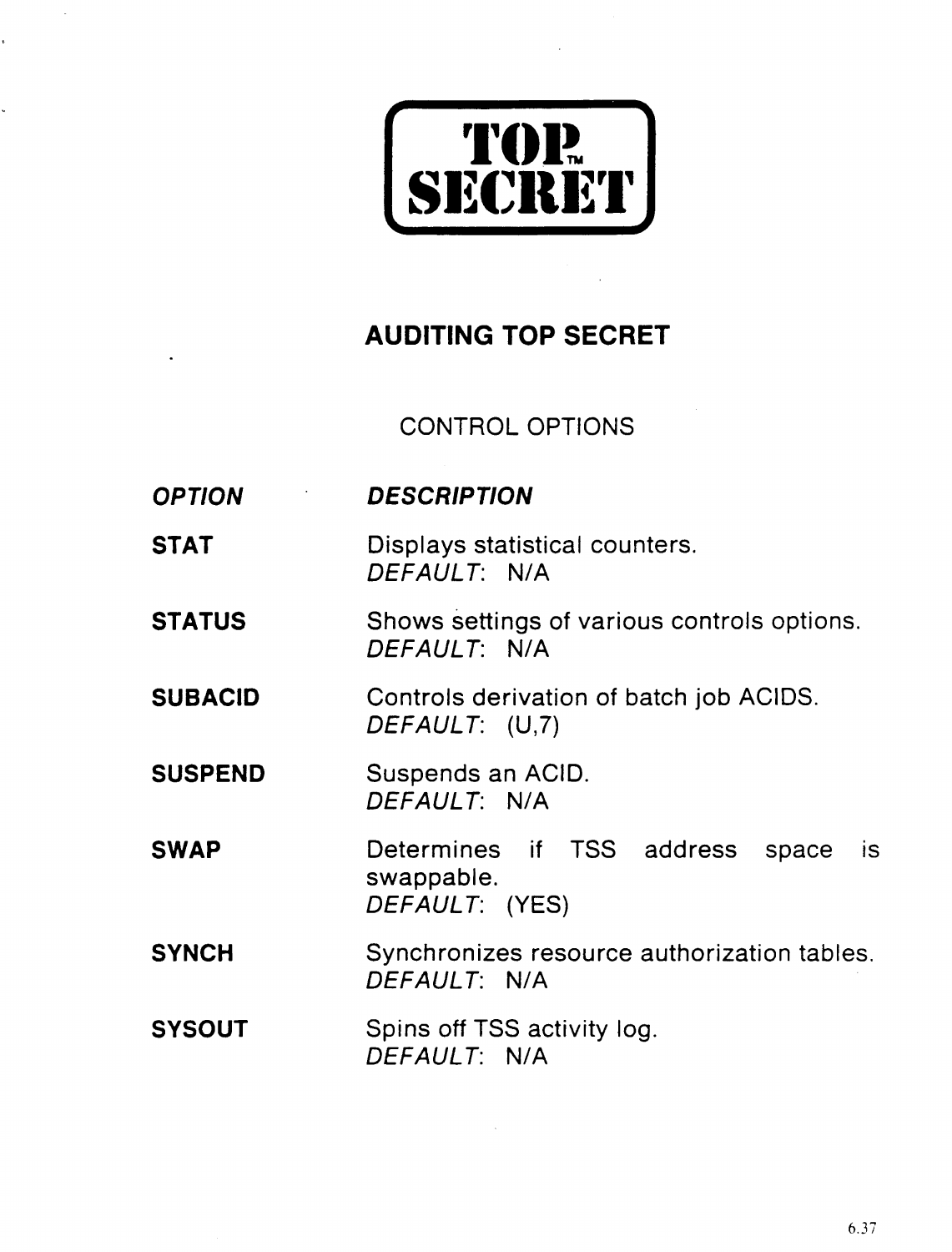# TOP SECRET™

## AUDITING TOP SECRET

### CONTROL OPTIONS

| *OPTION* | *DESCRIPTION* |
|---|---|
| **STAT** | Displays statistical counters. *DEFAULT*: N/A |
| **STATUS** | Shows settings of various controls options. *DEFAULT*: N/A |
| **SUBACID** | Controls derivation of batch job ACIDS. *DEFAULT*: (U,7) |
| **SUSPEND** | Suspends an ACID. *DEFAULT*: N/A |
| **SWAP** | Determines if TSS address space is swappable. *DEFAULT*: (YES) |
| **SYNCH** | Synchronizes resource authorization tables. *DEFAULT*: N/A |
| **SYSOUT** | Spins off TSS activity log. *DEFAULT*: N/A |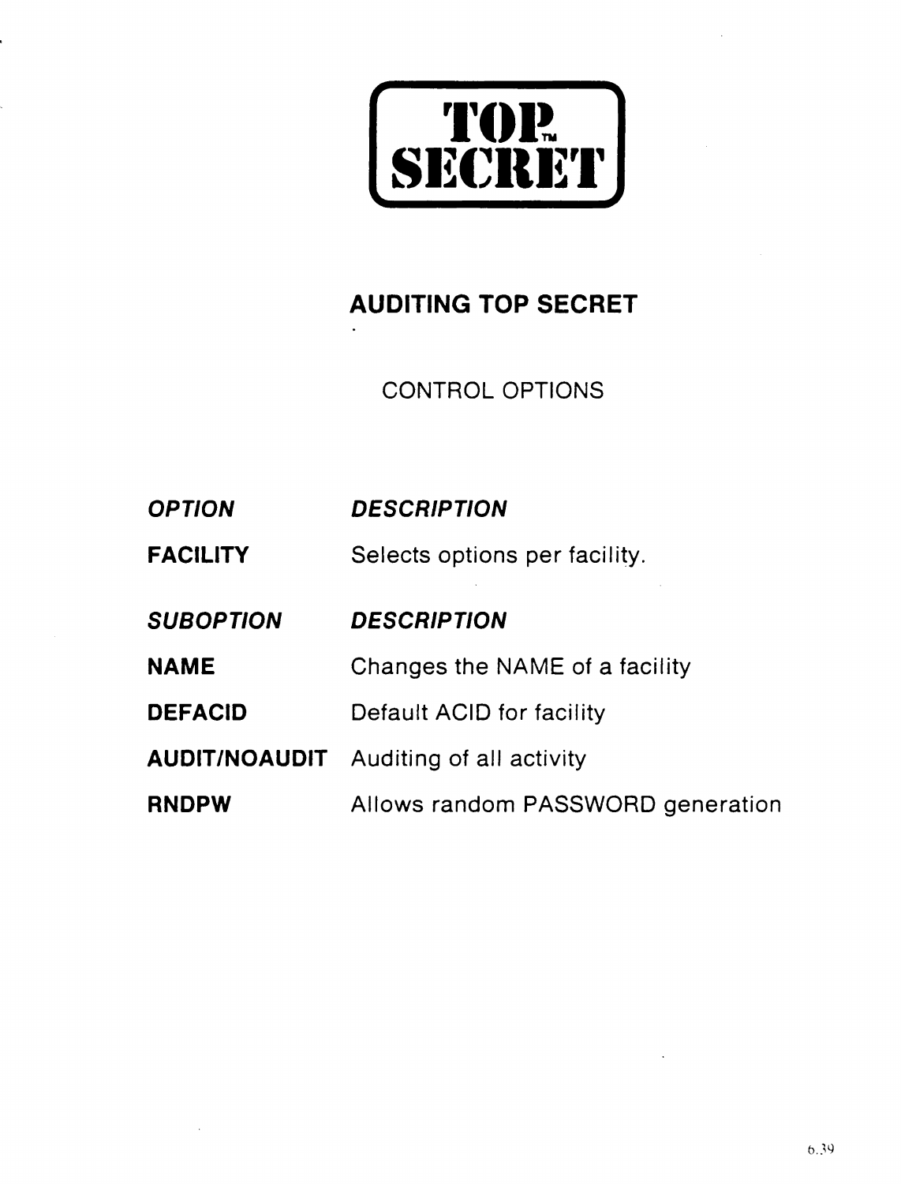**TOP™ SECRET**

## AUDITING TOP SECRET

CONTROL OPTIONS

| *OPTION* | *DESCRIPTION* |
| --- | --- |
| **FACILITY** | Selects options per facility. |

| *SUBOPTION* | *DESCRIPTION* |
| --- | --- |
| **NAME** | Changes the NAME of a facility |
| **DEFACID** | Default ACID for facility |
| **AUDIT/NOAUDIT** | Auditing of all activity |
| **RNDPW** | Allows random PASSWORD generation |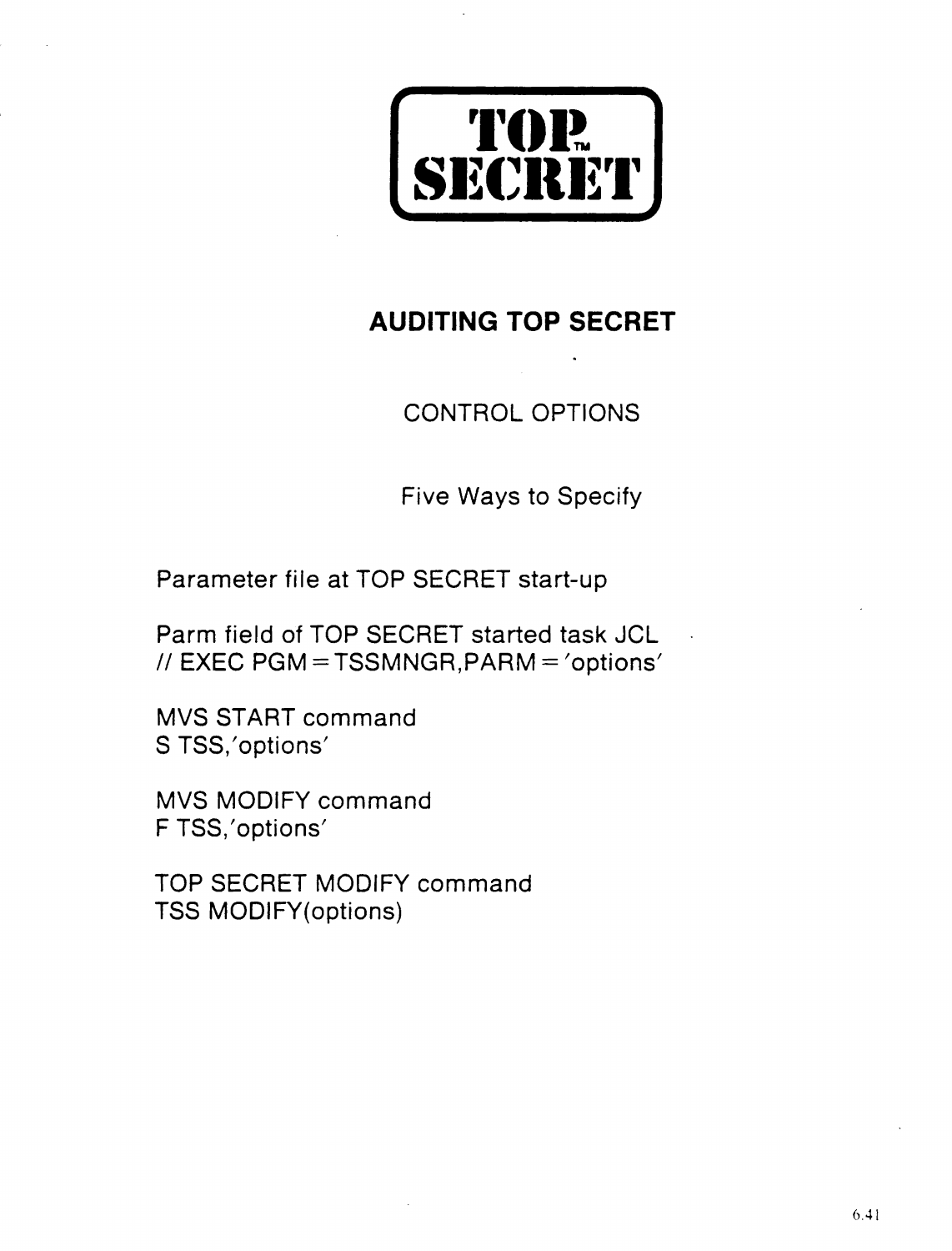**TOP SECRET**

# AUDITING TOP SECRET

CONTROL OPTIONS

Five Ways to Specify

Parameter file at TOP SECRET start-up

Parm field of TOP SECRET started task JCL
// EXEC PGM=TSSMNGR,PARM='options'

MVS START command
S TSS,'options'

MVS MODIFY command
F TSS,'options'

TOP SECRET MODIFY command
TSS MODIFY(options)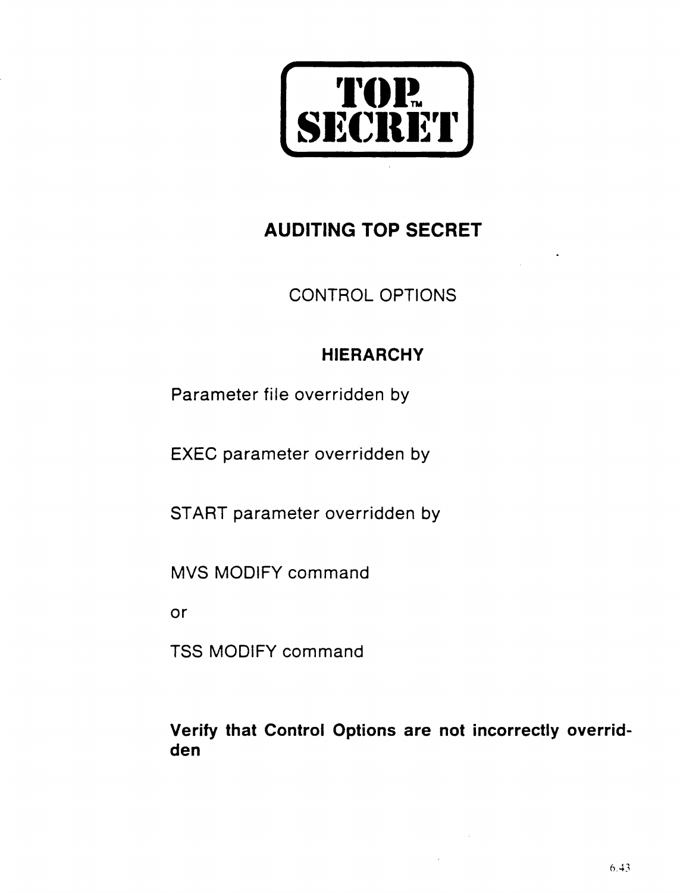**TOP SECRET™**

# AUDITING TOP SECRET

## CONTROL OPTIONS

### HIERARCHY

Parameter file overridden by

EXEC parameter overridden by

START parameter overridden by

MVS MODIFY command

or

TSS MODIFY command

**Verify that Control Options are not incorrectly overridden**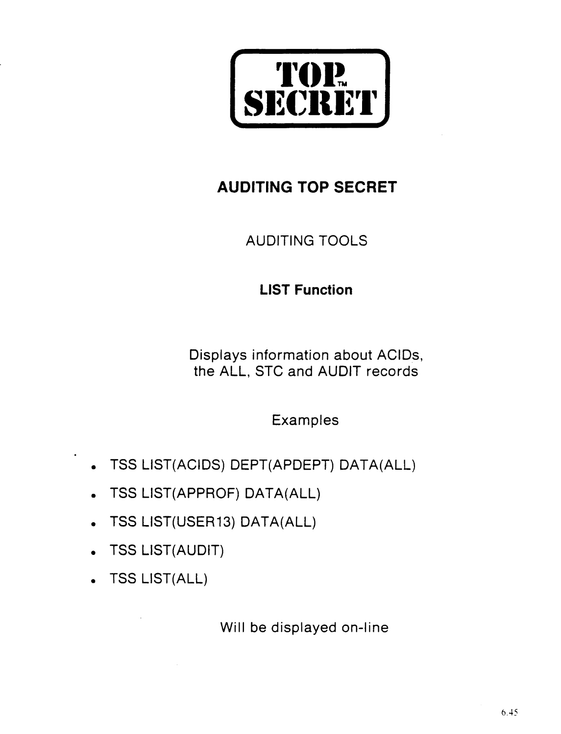**TOP SECRET**™

# AUDITING TOP SECRET

## AUDITING TOOLS

### LIST Function

Displays information about ACIDs, the ALL, STC and AUDIT records

Examples

- TSS LIST(ACIDS) DEPT(APDEPT) DATA(ALL)
- TSS LIST(APPROF) DATA(ALL)
- TSS LIST(USER13) DATA(ALL)
- TSS LIST(AUDIT)
- TSS LIST(ALL)

Will be displayed on-line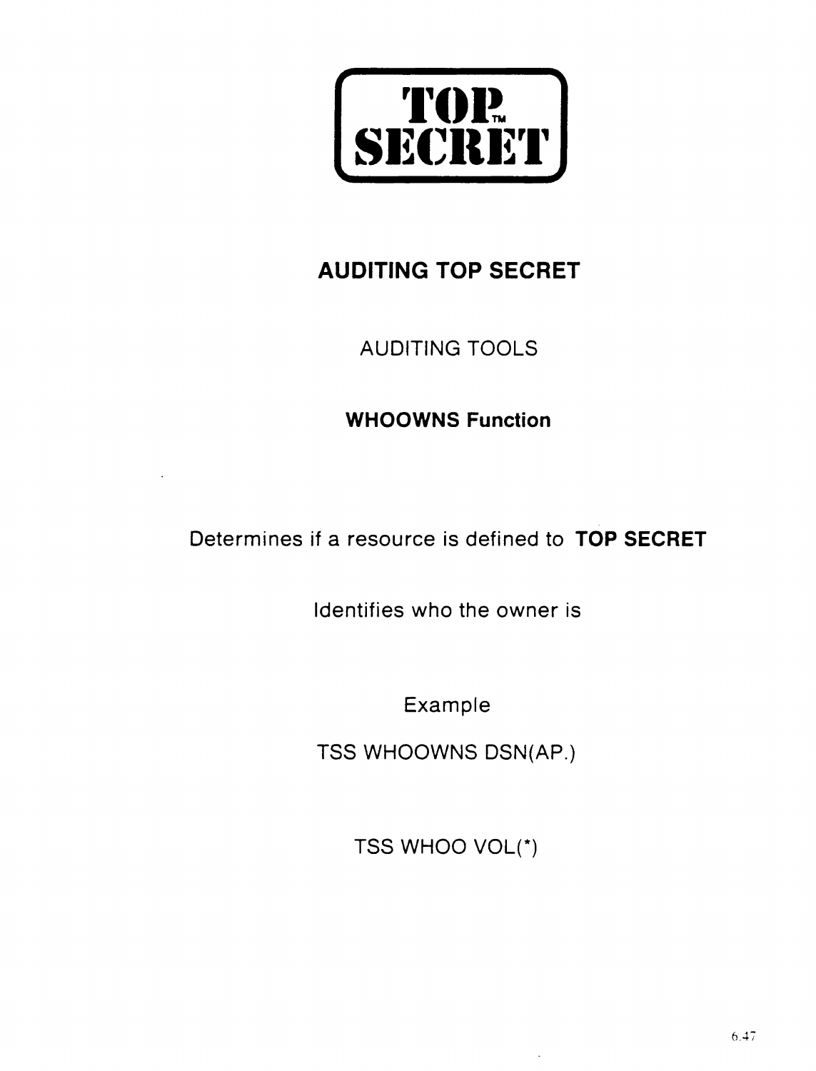**TOP™ SECRET**

# AUDITING TOP SECRET

AUDITING TOOLS

## WHOOWNS Function

Determines if a resource is defined to **TOP SECRET**

Identifies who the owner is

Example

TSS WHOOWNS DSN(AP.)

TSS WHOO VOL(*)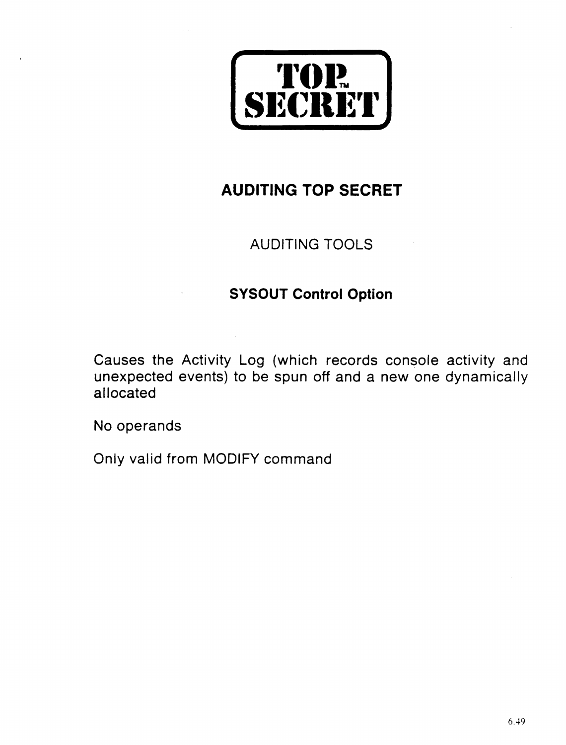**TOP™ SECRET**

# AUDITING TOP SECRET

## AUDITING TOOLS

### SYSOUT Control Option

Causes the Activity Log (which records console activity and unexpected events) to be spun off and a new one dynamically allocated

No operands

Only valid from MODIFY command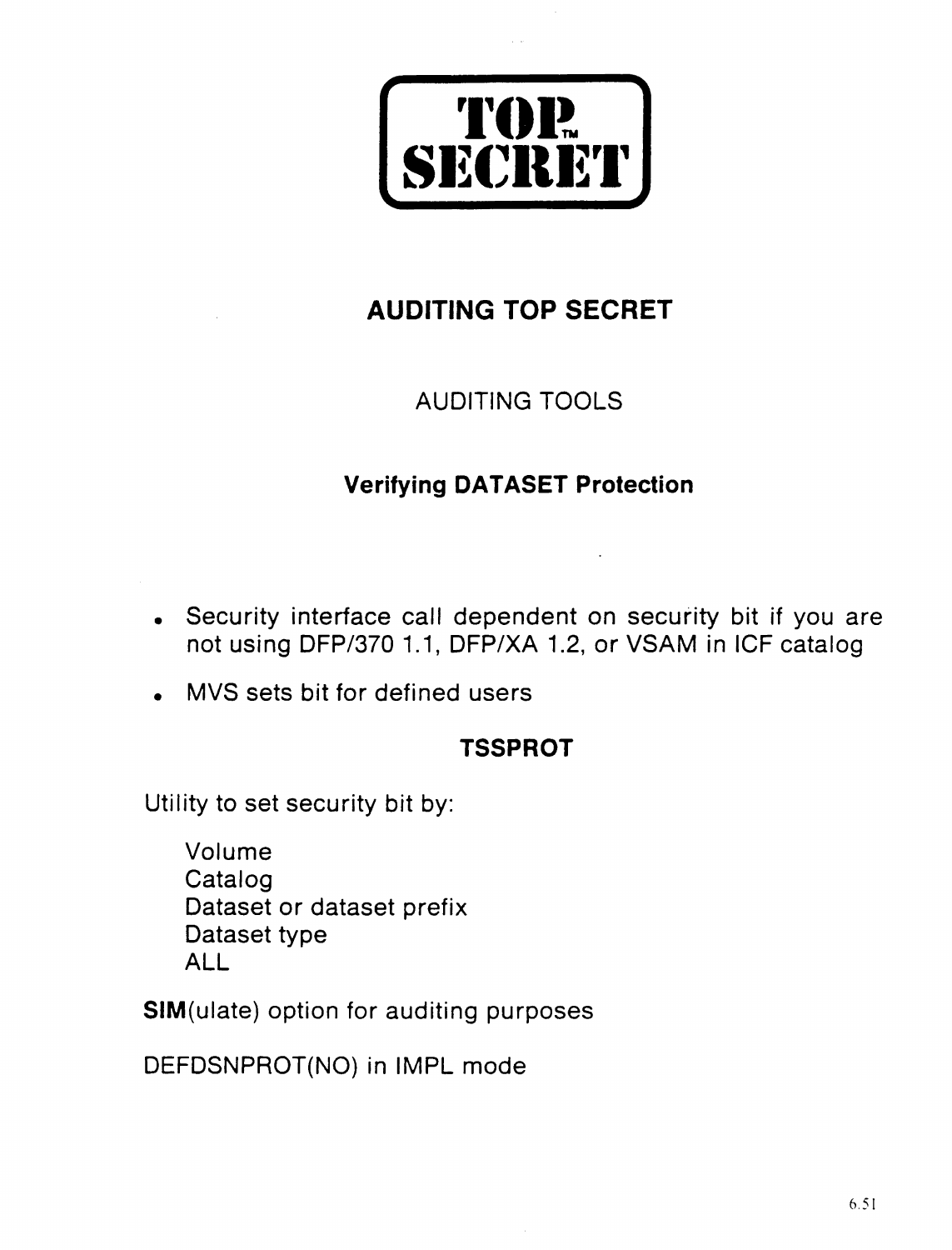# TOP™ SECRET

## AUDITING TOP SECRET

### AUDITING TOOLS

### Verifying DATASET Protection

- Security interface call dependent on security bit if you are not using DFP/370 1.1, DFP/XA 1.2, or VSAM in ICF catalog
- MVS sets bit for defined users

### TSSPROT

Utility to set security bit by:

Volume
Catalog
Dataset or dataset prefix
Dataset type
ALL

**SIM**(ulate) option for auditing purposes

DEFDSNPROT(NO) in IMPL mode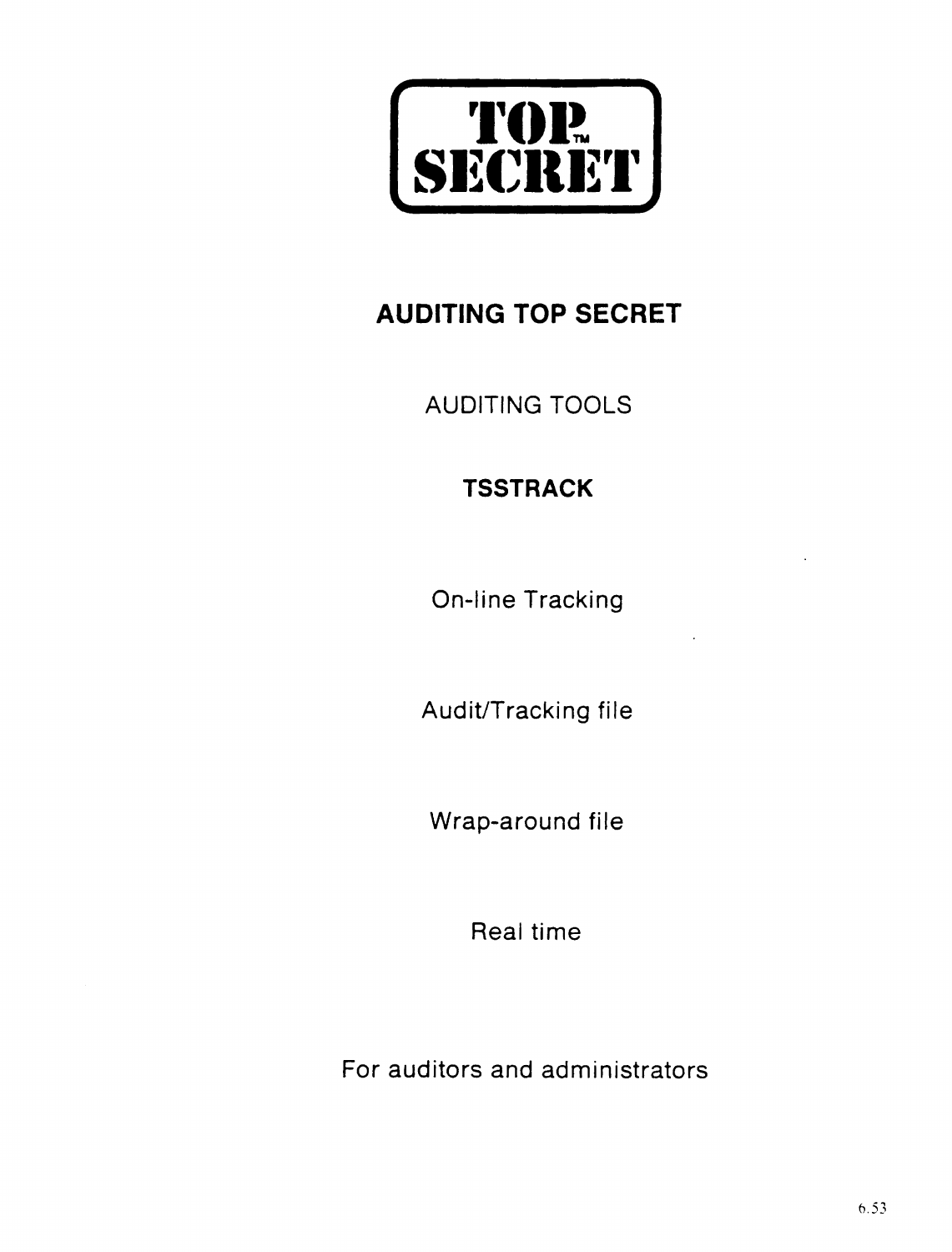**TOP™ SECRET**

# AUDITING TOP SECRET

## AUDITING TOOLS

### TSSTRACK

On-line Tracking

Audit/Tracking file

Wrap-around file

Real time

For auditors and administrators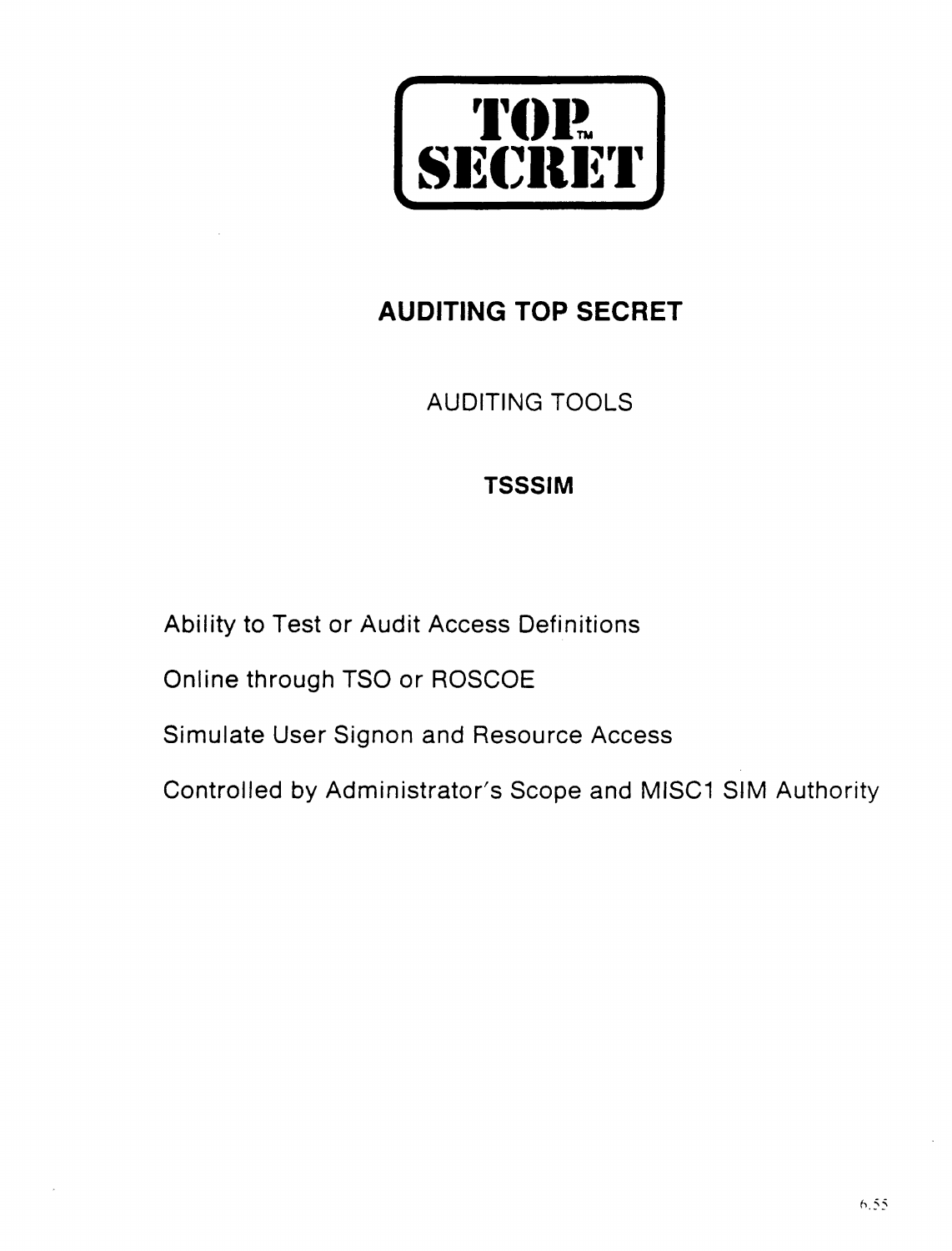**TOP SECRET™**

# AUDITING TOP SECRET

## AUDITING TOOLS

### TSSSIM

Ability to Test or Audit Access Definitions

Online through TSO or ROSCOE

Simulate User Signon and Resource Access

Controlled by Administrator's Scope and MISC1 SIM Authority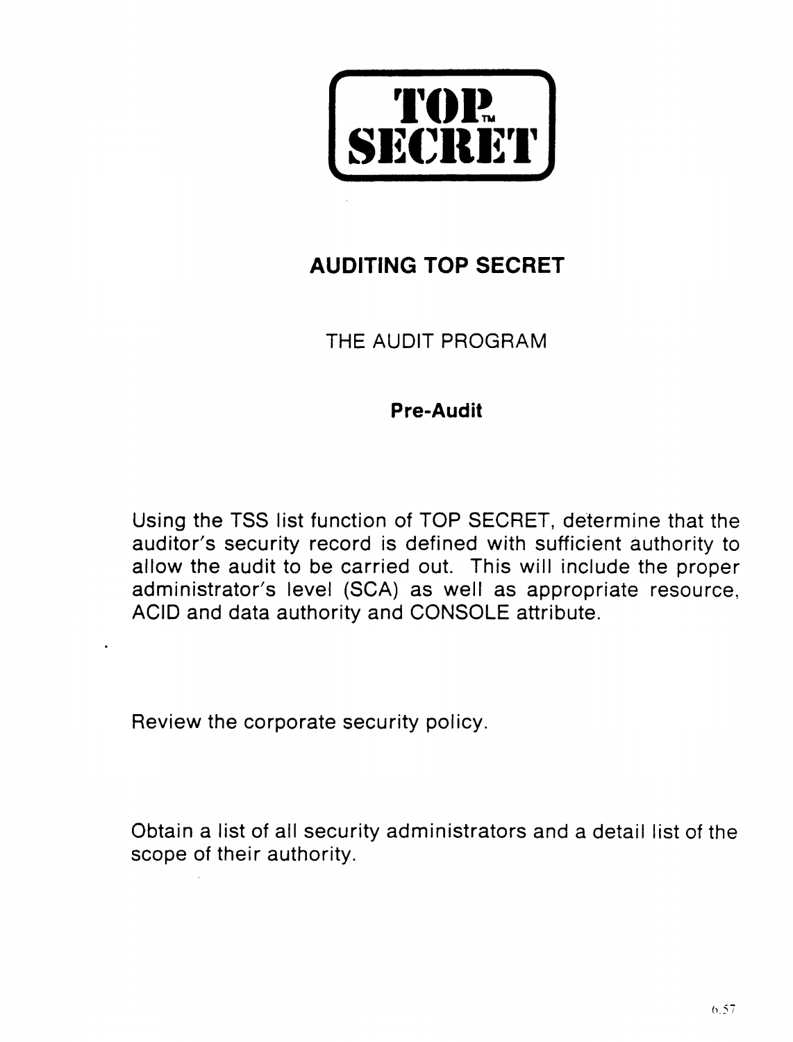# TOP SECRET™

## AUDITING TOP SECRET

### THE AUDIT PROGRAM

**Pre-Audit**

Using the TSS list function of TOP SECRET, determine that the auditor's security record is defined with sufficient authority to allow the audit to be carried out. This will include the proper administrator's level (SCA) as well as appropriate resource, ACID and data authority and CONSOLE attribute.

Review the corporate security policy.

Obtain a list of all security administrators and a detail list of the scope of their authority.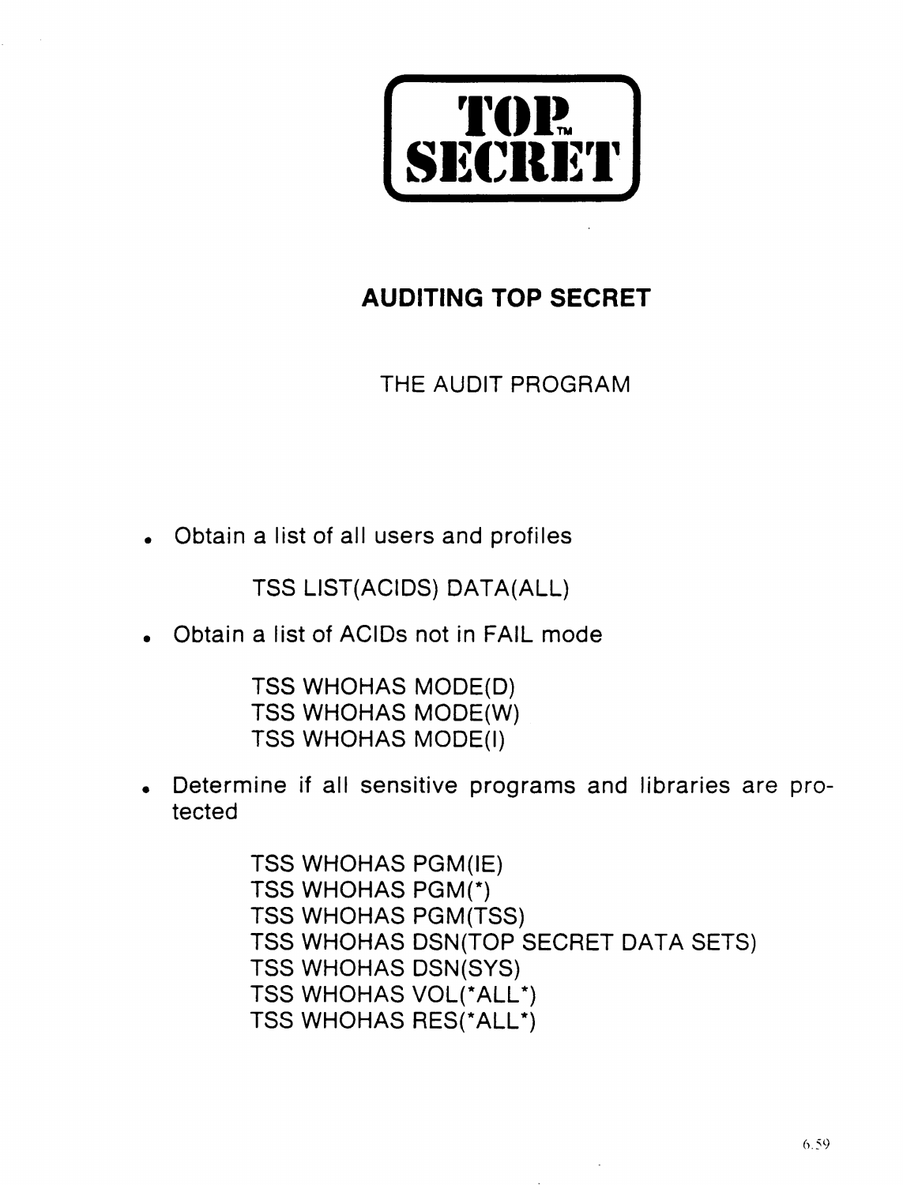# TOP SECRET™

## AUDITING TOP SECRET

THE AUDIT PROGRAM

- Obtain a list of all users and profiles

  TSS LIST(ACIDS) DATA(ALL)

- Obtain a list of ACIDs not in FAIL mode

  TSS WHOHAS MODE(D)
  TSS WHOHAS MODE(W)
  TSS WHOHAS MODE(I)

- Determine if all sensitive programs and libraries are protected

  TSS WHOHAS PGM(IE)
  TSS WHOHAS PGM(*)
  TSS WHOHAS PGM(TSS)
  TSS WHOHAS DSN(TOP SECRET DATA SETS)
  TSS WHOHAS DSN(SYS)
  TSS WHOHAS VOL(*ALL*)
  TSS WHOHAS RES(*ALL*)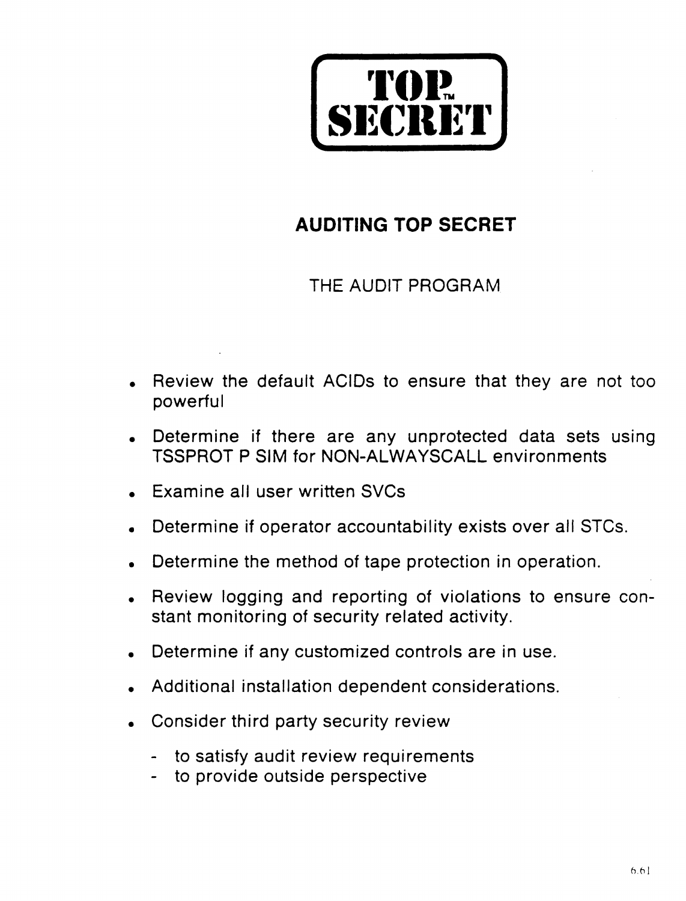TOP™
SECRET

## AUDITING TOP SECRET

THE AUDIT PROGRAM

- Review the default ACIDs to ensure that they are not too powerful
- Determine if there are any unprotected data sets using TSSPROT P SIM for NON-ALWAYSCALL environments
- Examine all user written SVCs
- Determine if operator accountability exists over all STCs.
- Determine the method of tape protection in operation.
- Review logging and reporting of violations to ensure constant monitoring of security related activity.
- Determine if any customized controls are in use.
- Additional installation dependent considerations.
- Consider third party security review
  - to satisfy audit review requirements
  - to provide outside perspective